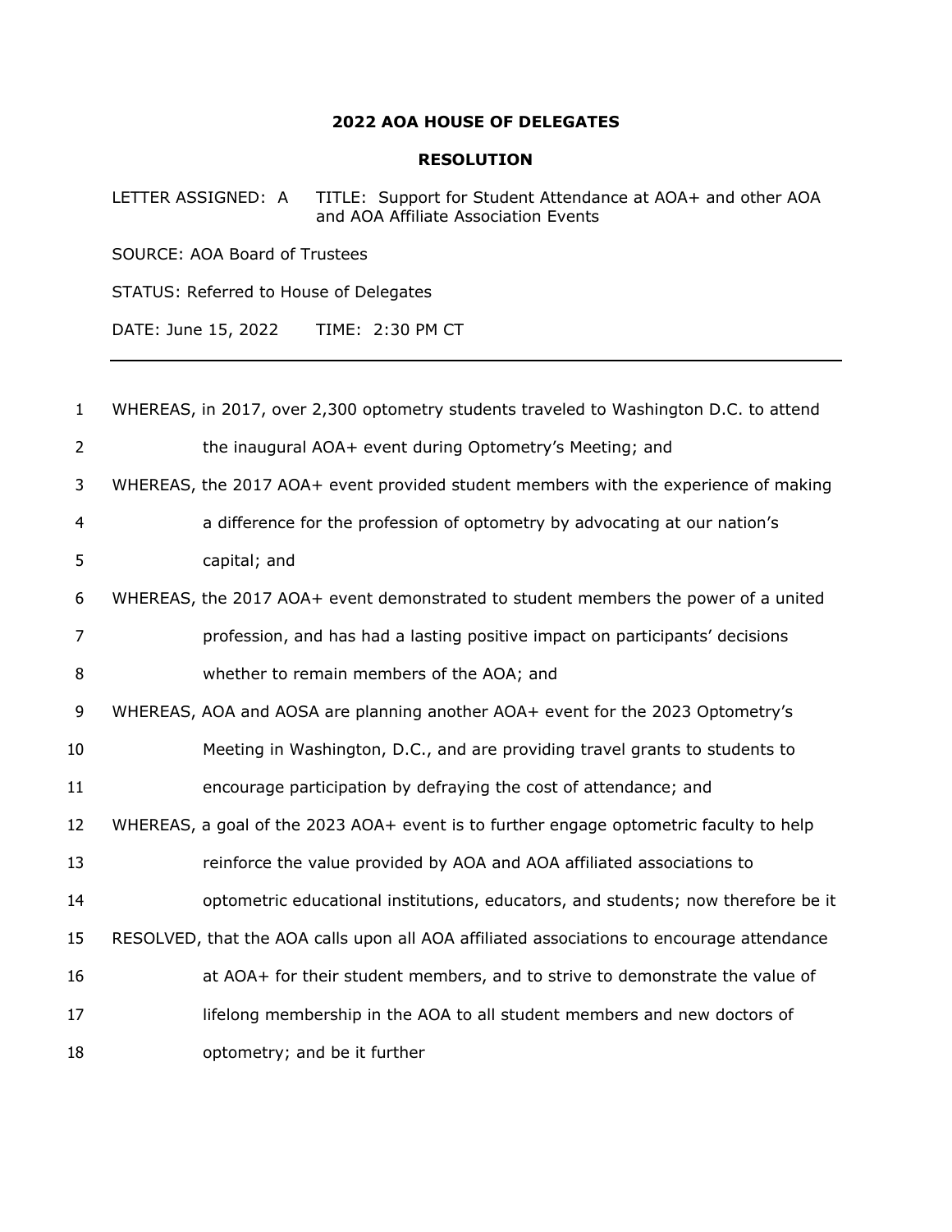**2022 AOA HOUSE OF DELEGATES**

**RESOLUTION**

LETTER ASSIGNED: A TITLE: Support for Student Attendance at AOA+ and other AOA and AOA Affiliate Association Events

SOURCE: AOA Board of Trustees

STATUS: Referred to House of Delegates

DATE: June 15, 2022 TIME: 2:30 PM CT

---

1 WHEREAS, in 2017, over 2,300 optometry students traveled to Washington D.C. to attend
2 the inaugural AOA+ event during Optometry's Meeting; and
3 WHEREAS, the 2017 AOA+ event provided student members with the experience of making
4 a difference for the profession of optometry by advocating at our nation's
5 capital; and
6 WHEREAS, the 2017 AOA+ event demonstrated to student members the power of a united
7 profession, and has had a lasting positive impact on participants' decisions
8 whether to remain members of the AOA; and
9 WHEREAS, AOA and AOSA are planning another AOA+ event for the 2023 Optometry's
10 Meeting in Washington, D.C., and are providing travel grants to students to
11 encourage participation by defraying the cost of attendance; and
12 WHEREAS, a goal of the 2023 AOA+ event is to further engage optometric faculty to help
13 reinforce the value provided by AOA and AOA affiliated associations to
14 optometric educational institutions, educators, and students; now therefore be it
15 RESOLVED, that the AOA calls upon all AOA affiliated associations to encourage attendance
16 at AOA+ for their student members, and to strive to demonstrate the value of
17 lifelong membership in the AOA to all student members and new doctors of
18 optometry; and be it further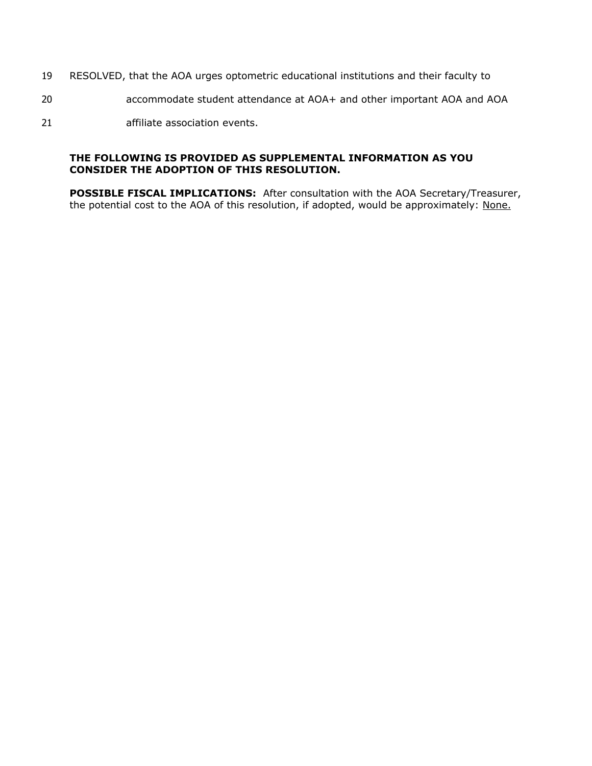19 RESOLVED, that the AOA urges optometric educational institutions and their faculty to

20 accommodate student attendance at AOA+ and other important AOA and AOA

21 affiliate association events.

**THE FOLLOWING IS PROVIDED AS SUPPLEMENTAL INFORMATION AS YOU CONSIDER THE ADOPTION OF THIS RESOLUTION.**

**POSSIBLE FISCAL IMPLICATIONS:** After consultation with the AOA Secretary/Treasurer, the potential cost to the AOA of this resolution, if adopted, would be approximately: None.